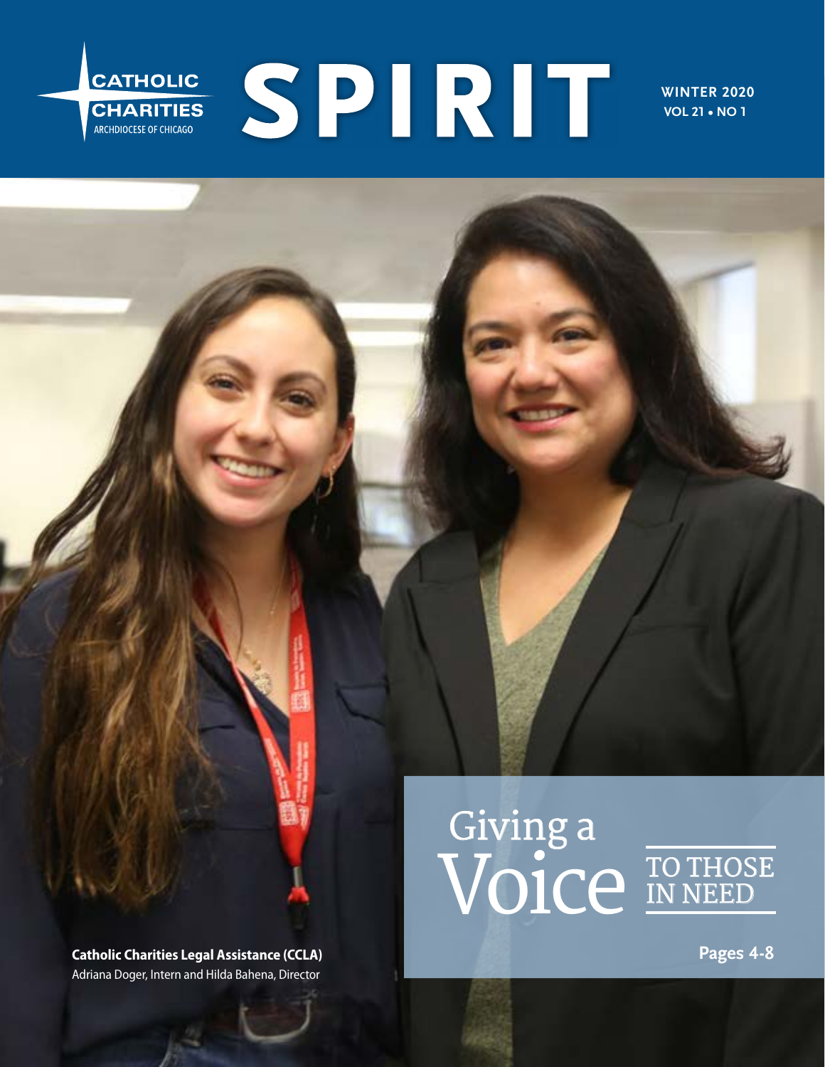CATHOLIC CHARITIES
ARCHDIOCESE OF CHICAGO

# SPIRIT

WINTER 2020
VOL 21 • NO 1

## Giving a Voice TO THOSE IN NEED

Pages 4-8

**Catholic Charities Legal Assistance (CCLA)**
Adriana Doger, Intern and Hilda Bahena, Director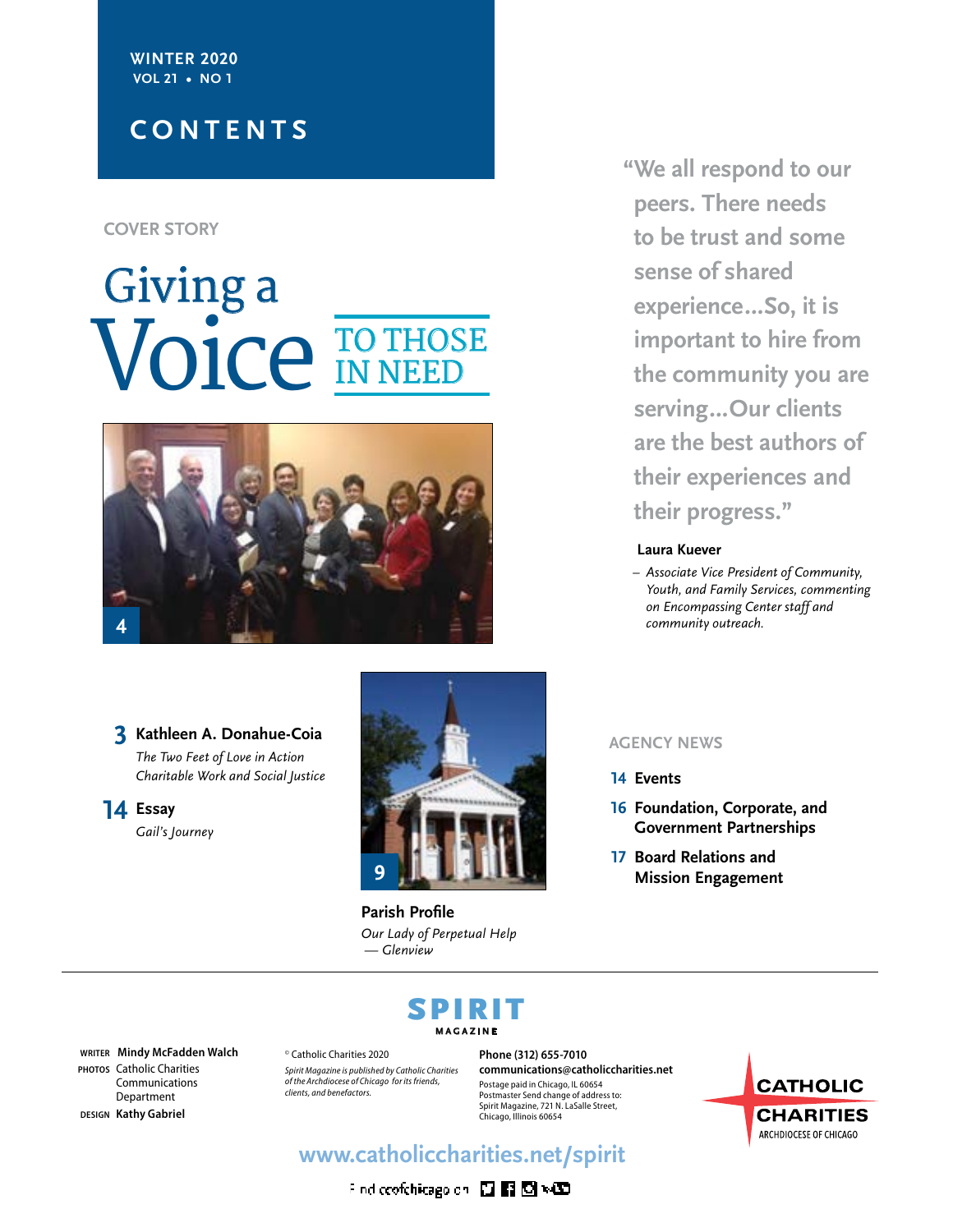WINTER 2020
VOL 21 • NO 1

# CONTENTS

COVER STORY

## Giving a Voice TO THOSE IN NEED

4

"We all respond to our peers. There needs to be trust and some sense of shared experience...So, it is important to hire from the community you are serving...Our clients are the best authors of their experiences and their progress."

**Laura Kuever**

– *Associate Vice President of Community, Youth, and Family Services, commenting on Encompassing Center staff and community outreach.*

**3 Kathleen A. Donahue-Coia**
*The Two Feet of Love in Action Charitable Work and Social Justice*

**14 Essay**
*Gail's Journey*

9

**Parish Profile**
*Our Lady of Perpetual Help — Glenview*

AGENCY NEWS

**14** Events

**16** Foundation, Corporate, and Government Partnerships

**17** Board Relations and Mission Engagement

---

SPIRIT MAGAZINE

WRITER **Mindy McFadden Walch**
PHOTOS Catholic Charities Communications Department
DESIGN **Kathy Gabriel**

© Catholic Charities 2020
*Spirit Magazine is published by Catholic Charities of the Archdiocese of Chicago for its friends, clients, and benefactors.*

**Phone (312) 655-7010**
**communications@catholiccharities.net**
Postage paid in Chicago, IL 60654
Postmaster Send change of address to: Spirit Magazine, 721 N. LaSalle Street, Chicago, Illinois 60654

CATHOLIC CHARITIES
ARCHDIOCESE OF CHICAGO

www.catholiccharities.net/spirit

Find ccofchicago on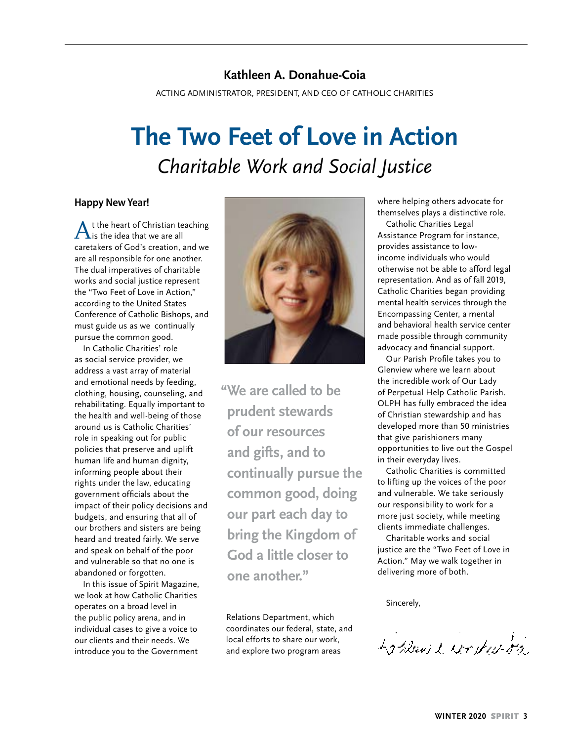**Kathleen A. Donahue-Coia**

ACTING ADMINISTRATOR, PRESIDENT, AND CEO OF CATHOLIC CHARITIES

# The Two Feet of Love in Action

## *Charitable Work and Social Justice*

**Happy New Year!**

At the heart of Christian teaching is the idea that we are all caretakers of God's creation, and we are all responsible for one another. The dual imperatives of charitable works and social justice represent the "Two Feet of Love in Action," according to the United States Conference of Catholic Bishops, and must guide us as we continually pursue the common good.

In Catholic Charities' role as social service provider, we address a vast array of material and emotional needs by feeding, clothing, housing, counseling, and rehabilitating. Equally important to the health and well-being of those around us is Catholic Charities' role in speaking out for public policies that preserve and uplift human life and human dignity, informing people about their rights under the law, educating government officials about the impact of their policy decisions and budgets, and ensuring that all of our brothers and sisters are being heard and treated fairly. We serve and speak on behalf of the poor and vulnerable so that no one is abandoned or forgotten.

In this issue of Spirit Magazine, we look at how Catholic Charities operates on a broad level in the public policy arena, and in individual cases to give a voice to our clients and their needs. We introduce you to the Government Relations Department, which coordinates our federal, state, and local efforts to share our work, and explore two program areas where helping others advocate for themselves plays a distinctive role.

> **"We are called to be prudent stewards of our resources and gifts, and to continually pursue the common good, doing our part each day to bring the Kingdom of God a little closer to one another."**

Catholic Charities Legal Assistance Program for instance, provides assistance to low-income individuals who would otherwise not be able to afford legal representation. And as of fall 2019, Catholic Charities began providing mental health services through the Encompassing Center, a mental and behavioral health service center made possible through community advocacy and financial support.

Our Parish Profile takes you to Glenview where we learn about the incredible work of Our Lady of Perpetual Help Catholic Parish. OLPH has fully embraced the idea of Christian stewardship and has developed more than 50 ministries that give parishioners many opportunities to live out the Gospel in their everyday lives.

Catholic Charities is committed to lifting up the voices of the poor and vulnerable. We take seriously our responsibility to work for a more just society, while meeting clients immediate challenges.

Charitable works and social justice are the "Two Feet of Love in Action." May we walk together in delivering more of both.

Sincerely,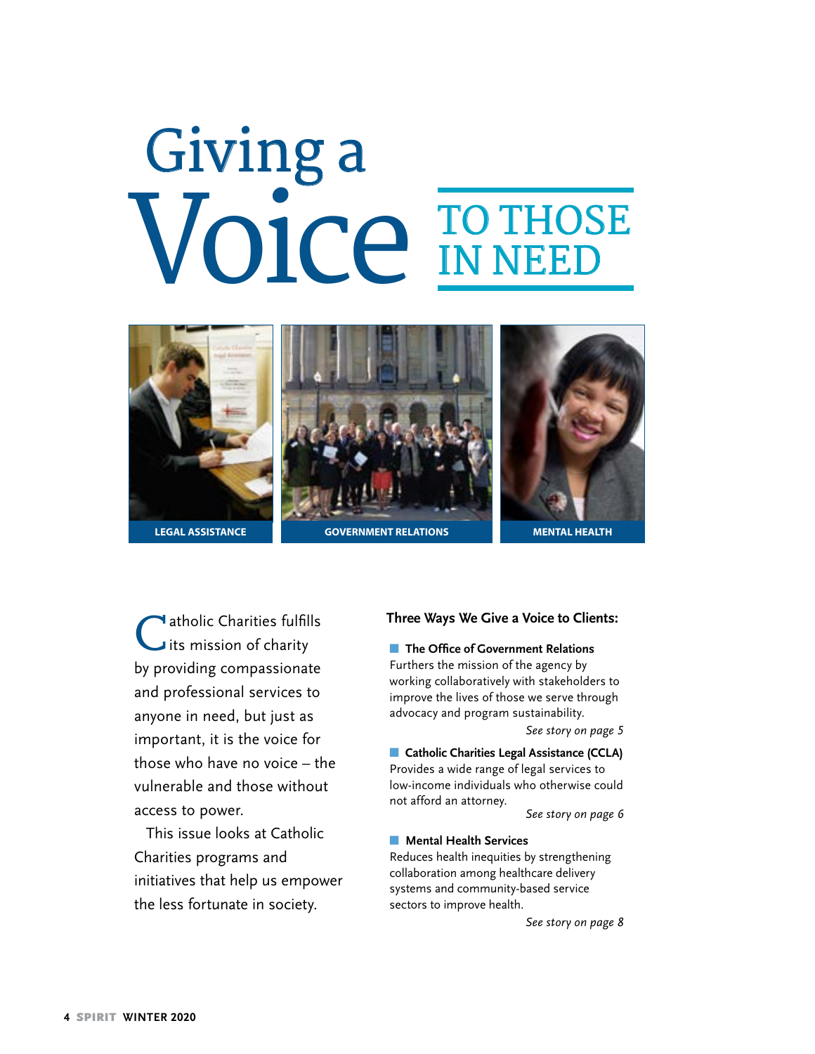# Giving a Voice TO THOSE IN NEED

LEGAL ASSISTANCE

GOVERNMENT RELATIONS

MENTAL HEALTH

Catholic Charities fulfills its mission of charity by providing compassionate and professional services to anyone in need, but just as important, it is the voice for those who have no voice – the vulnerable and those without access to power.

This issue looks at Catholic Charities programs and initiatives that help us empower the less fortunate in society.

**Three Ways We Give a Voice to Clients:**

- **The Office of Government Relations**
  Furthers the mission of the agency by working collaboratively with stakeholders to improve the lives of those we serve through advocacy and program sustainability.
  *See story on page 5*

- **Catholic Charities Legal Assistance (CCLA)**
  Provides a wide range of legal services to low-income individuals who otherwise could not afford an attorney.
  *See story on page 6*

- **Mental Health Services**
  Reduces health inequities by strengthening collaboration among healthcare delivery systems and community-based service sectors to improve health.
  *See story on page 8*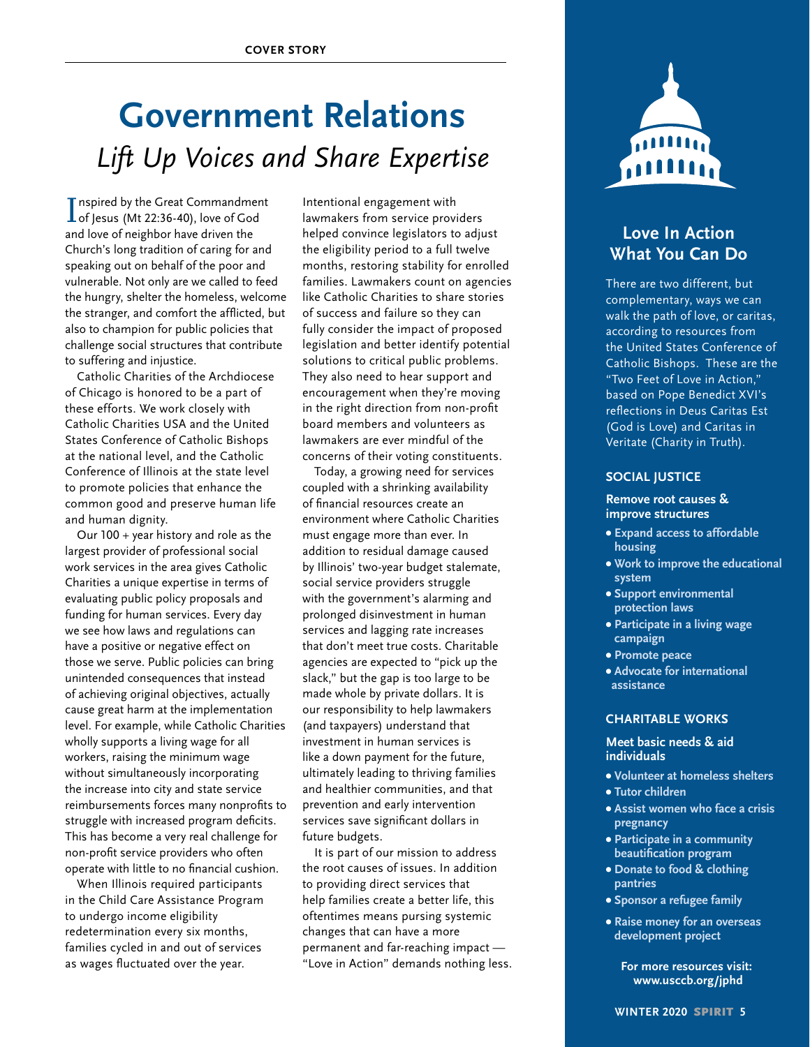COVER STORY

# Government Relations

## *Lift Up Voices and Share Expertise*

Inspired by the Great Commandment of Jesus (Mt 22:36-40), love of God and love of neighbor have driven the Church's long tradition of caring for and speaking out on behalf of the poor and vulnerable. Not only are we called to feed the hungry, shelter the homeless, welcome the stranger, and comfort the afflicted, but also to champion for public policies that challenge social structures that contribute to suffering and injustice.

Catholic Charities of the Archdiocese of Chicago is honored to be a part of these efforts. We work closely with Catholic Charities USA and the United States Conference of Catholic Bishops at the national level, and the Catholic Conference of Illinois at the state level to promote policies that enhance the common good and preserve human life and human dignity.

Our 100 + year history and role as the largest provider of professional social work services in the area gives Catholic Charities a unique expertise in terms of evaluating public policy proposals and funding for human services. Every day we see how laws and regulations can have a positive or negative effect on those we serve. Public policies can bring unintended consequences that instead of achieving original objectives, actually cause great harm at the implementation level. For example, while Catholic Charities wholly supports a living wage for all workers, raising the minimum wage without simultaneously incorporating the increase into city and state service reimbursements forces many nonprofits to struggle with increased program deficits. This has become a very real challenge for non-profit service providers who often operate with little to no financial cushion.

When Illinois required participants in the Child Care Assistance Program to undergo income eligibility redetermination every six months, families cycled in and out of services as wages fluctuated over the year. Intentional engagement with lawmakers from service providers helped convince legislators to adjust the eligibility period to a full twelve months, restoring stability for enrolled families. Lawmakers count on agencies like Catholic Charities to share stories of success and failure so they can fully consider the impact of proposed legislation and better identify potential solutions to critical public problems. They also need to hear support and encouragement when they're moving in the right direction from non-profit board members and volunteers as lawmakers are ever mindful of the concerns of their voting constituents.

Today, a growing need for services coupled with a shrinking availability of financial resources create an environment where Catholic Charities must engage more than ever. In addition to residual damage caused by Illinois' two-year budget stalemate, social service providers struggle with the government's alarming and prolonged disinvestment in human services and lagging rate increases that don't meet true costs. Charitable agencies are expected to "pick up the slack," but the gap is too large to be made whole by private dollars. It is our responsibility to help lawmakers (and taxpayers) understand that investment in human services is like a down payment for the future, ultimately leading to thriving families and healthier communities, and that prevention and early intervention services save significant dollars in future budgets.

It is part of our mission to address the root causes of issues. In addition to providing direct services that help families create a better life, this oftentimes means pursing systemic changes that can have a more permanent and far-reaching impact — "Love in Action" demands nothing less.

### Love In Action What You Can Do

There are two different, but complementary, ways we can walk the path of love, or caritas, according to resources from the United States Conference of Catholic Bishops. These are the "Two Feet of Love in Action," based on Pope Benedict XVI's reflections in Deus Caritas Est (God is Love) and Caritas in Veritate (Charity in Truth).

#### SOCIAL JUSTICE

**Remove root causes & improve structures**

- Expand access to affordable housing
- Work to improve the educational system
- Support environmental protection laws
- Participate in a living wage campaign
- Promote peace
- Advocate for international assistance

#### CHARITABLE WORKS

**Meet basic needs & aid individuals**

- Volunteer at homeless shelters
- Tutor children
- Assist women who face a crisis pregnancy
- Participate in a community beautification program
- Donate to food & clothing pantries
- Sponsor a refugee family
- Raise money for an overseas development project

**For more resources visit: www.usccb.org/jphd**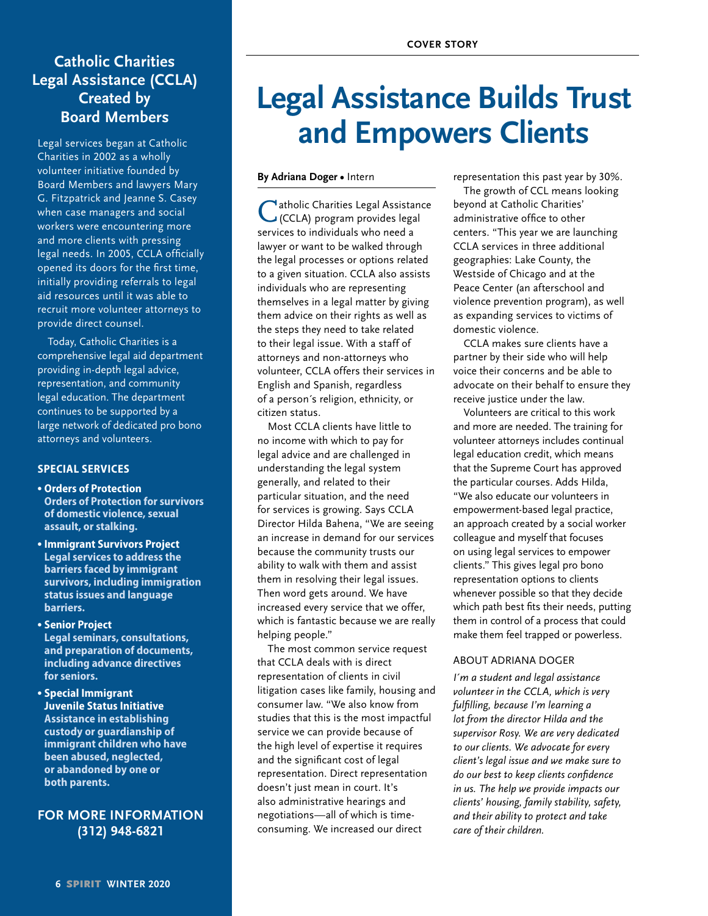# Legal Assistance Builds Trust and Empowers Clients

**By Adriana Doger** • Intern

Catholic Charities Legal Assistance (CCLA) program provides legal services to individuals who need a lawyer or want to be walked through the legal processes or options related to a given situation. CCLA also assists individuals who are representing themselves in a legal matter by giving them advice on their rights as well as the steps they need to take related to their legal issue. With a staff of attorneys and non-attorneys who volunteer, CCLA offers their services in English and Spanish, regardless of a person´s religion, ethnicity, or citizen status.

Most CCLA clients have little to no income with which to pay for legal advice and are challenged in understanding the legal system generally, and related to their particular situation, and the need for services is growing. Says CCLA Director Hilda Bahena, "We are seeing an increase in demand for our services because the community trusts our ability to walk with them and assist them in resolving their legal issues. Then word gets around. We have increased every service that we offer, which is fantastic because we are really helping people."

The most common service request that CCLA deals with is direct representation of clients in civil litigation cases like family, housing and consumer law. "We also know from studies that this is the most impactful service we can provide because of the high level of expertise it requires and the significant cost of legal representation. Direct representation doesn't just mean in court. It's also administrative hearings and negotiations—all of which is time-consuming. We increased our direct representation this past year by 30%.

The growth of CCL means looking beyond at Catholic Charities' administrative office to other centers. "This year we are launching CCLA services in three additional geographies: Lake County, the Westside of Chicago and at the Peace Center (an afterschool and violence prevention program), as well as expanding services to victims of domestic violence.

CCLA makes sure clients have a partner by their side who will help voice their concerns and be able to advocate on their behalf to ensure they receive justice under the law.

Volunteers are critical to this work and more are needed. The training for volunteer attorneys includes continual legal education credit, which means that the Supreme Court has approved the particular courses. Adds Hilda, "We also educate our volunteers in empowerment-based legal practice, an approach created by a social worker colleague and myself that focuses on using legal services to empower clients." This gives legal pro bono representation options to clients whenever possible so that they decide which path best fits their needs, putting them in control of a process that could make them feel trapped or powerless.

### ABOUT ADRIANA DOGER

*I´m a student and legal assistance volunteer in the CCLA, which is very fulfilling, because I'm learning a lot from the director Hilda and the supervisor Rosy. We are very dedicated to our clients. We advocate for every client's legal issue and we make sure to do our best to keep clients confidence in us. The help we provide impacts our clients' housing, family stability, safety, and their ability to protect and take care of their children.*

## Catholic Charities Legal Assistance (CCLA) Created by Board Members

Legal services began at Catholic Charities in 2002 as a wholly volunteer initiative founded by Board Members and lawyers Mary G. Fitzpatrick and Jeanne S. Casey when case managers and social workers were encountering more and more clients with pressing legal needs. In 2005, CCLA officially opened its doors for the first time, initially providing referrals to legal aid resources until it was able to recruit more volunteer attorneys to provide direct counsel.

Today, Catholic Charities is a comprehensive legal aid department providing in-depth legal advice, representation, and community legal education. The department continues to be supported by a large network of dedicated pro bono attorneys and volunteers.

### SPECIAL SERVICES

- **Orders of Protection**
  **Orders of Protection for survivors of domestic violence, sexual assault, or stalking.**
- **Immigrant Survivors Project**
  **Legal services to address the barriers faced by immigrant survivors, including immigration status issues and language barriers.**
- **Senior Project**
  **Legal seminars, consultations, and preparation of documents, including advance directives for seniors.**
- **Special Immigrant Juvenile Status Initiative**
  **Assistance in establishing custody or guardianship of immigrant children who have been abused, neglected, or abandoned by one or both parents.**

**FOR MORE INFORMATION (312) 948-6821**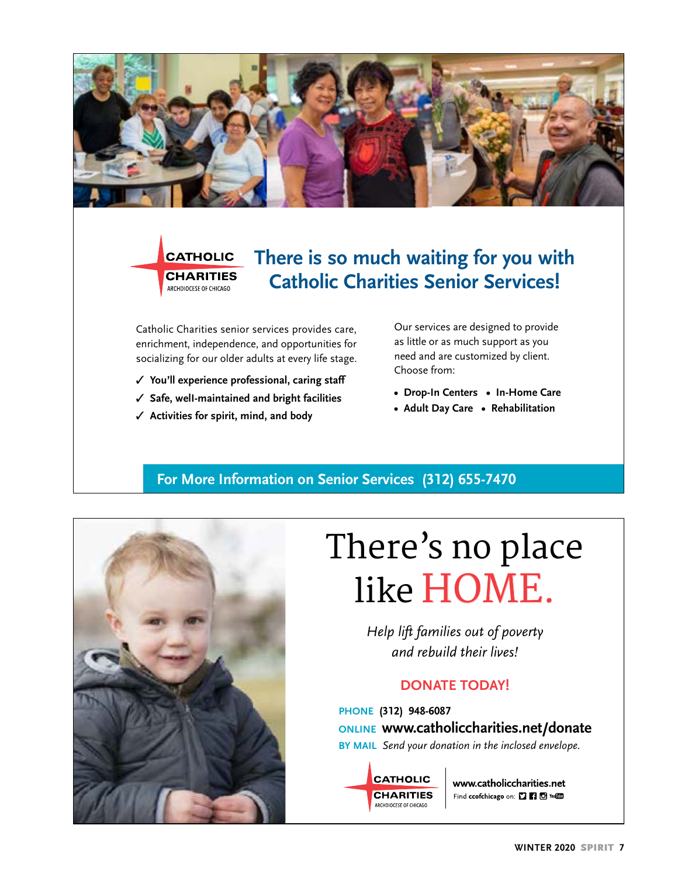CATHOLIC CHARITIES
ARCHDIOCESE OF CHICAGO

## There is so much waiting for you with Catholic Charities Senior Services!

Catholic Charities senior services provides care, enrichment, independence, and opportunities for socializing for our older adults at every life stage.

- ✓ **You'll experience professional, caring staff**
- ✓ **Safe, well-maintained and bright facilities**
- ✓ **Activities for spirit, mind, and body**

Our services are designed to provide as little or as much support as you need and are customized by client. Choose from:

- **Drop-In Centers**
- **In-Home Care**
- **Adult Day Care**
- **Rehabilitation**

**For More Information on Senior Services (312) 655-7470**

# There's no place like HOME.

*Help lift families out of poverty and rebuild their lives!*

**DONATE TODAY!**

PHONE **(312) 948-6087**

ONLINE **www.catholiccharities.net/donate**

BY MAIL *Send your donation in the inclosed envelope.*

CATHOLIC CHARITIES
ARCHDIOCESE OF CHICAGO

**www.catholiccharities.net**

Find **ccofchicago** on: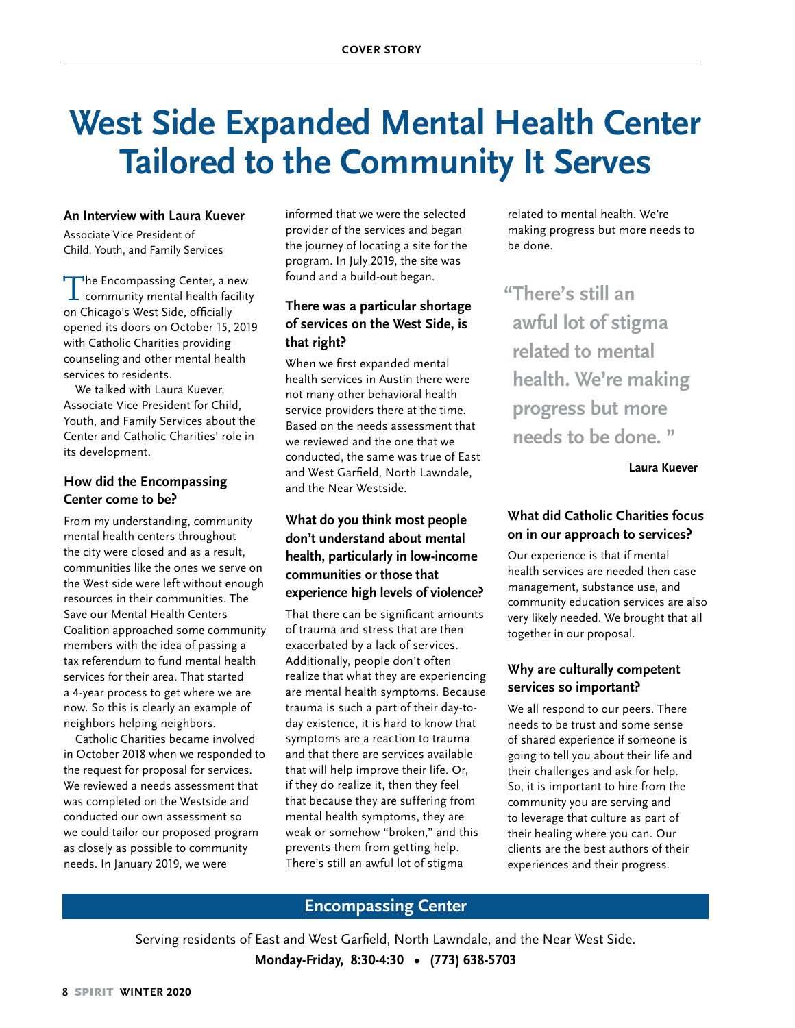# West Side Expanded Mental Health Center Tailored to the Community It Serves

**An Interview with Laura Kuever**

Associate Vice President of Child, Youth, and Family Services

The Encompassing Center, a new community mental health facility on Chicago's West Side, officially opened its doors on October 15, 2019 with Catholic Charities providing counseling and other mental health services to residents.

We talked with Laura Kuever, Associate Vice President for Child, Youth, and Family Services about the Center and Catholic Charities' role in its development.

### How did the Encompassing Center come to be?

From my understanding, community mental health centers throughout the city were closed and as a result, communities like the ones we serve on the West side were left without enough resources in their communities. The Save our Mental Health Centers Coalition approached some community members with the idea of passing a tax referendum to fund mental health services for their area. That started a 4-year process to get where we are now. So this is clearly an example of neighbors helping neighbors.

Catholic Charities became involved in October 2018 when we responded to the request for proposal for services. We reviewed a needs assessment that was completed on the Westside and conducted our own assessment so we could tailor our proposed program as closely as possible to community needs. In January 2019, we were informed that we were the selected provider of the services and began the journey of locating a site for the program. In July 2019, the site was found and a build-out began.

### There was a particular shortage of services on the West Side, is that right?

When we first expanded mental health services in Austin there were not many other behavioral health service providers there at the time. Based on the needs assessment that we reviewed and the one that we conducted, the same was true of East and West Garfield, North Lawndale, and the Near Westside.

### What do you think most people don't understand about mental health, particularly in low-income communities or those that experience high levels of violence?

That there can be significant amounts of trauma and stress that are then exacerbated by a lack of services. Additionally, people don't often realize that what they are experiencing are mental health symptoms. Because trauma is such a part of their day-to-day existence, it is hard to know that symptoms are a reaction to trauma and that there are services available that will help improve their life. Or, if they do realize it, then they feel that because they are suffering from mental health symptoms, they are weak or somehow "broken," and this prevents them from getting help. There's still an awful lot of stigma related to mental health. We're making progress but more needs to be done.

> "There's still an awful lot of stigma related to mental health. We're making progress but more needs to be done."
>
> **Laura Kuever**

### What did Catholic Charities focus on in our approach to services?

Our experience is that if mental health services are needed then case management, substance use, and community education services are also very likely needed. We brought that all together in our proposal.

### Why are culturally competent services so important?

We all respond to our peers. There needs to be trust and some sense of shared experience if someone is going to tell you about their life and their challenges and ask for help. So, it is important to hire from the community you are serving and to leverage that culture as part of their healing where you can. Our clients are the best authors of their experiences and their progress.

## Encompassing Center

Serving residents of East and West Garfield, North Lawndale, and the Near West Side.

**Monday-Friday, 8:30-4:30 • (773) 638-5703**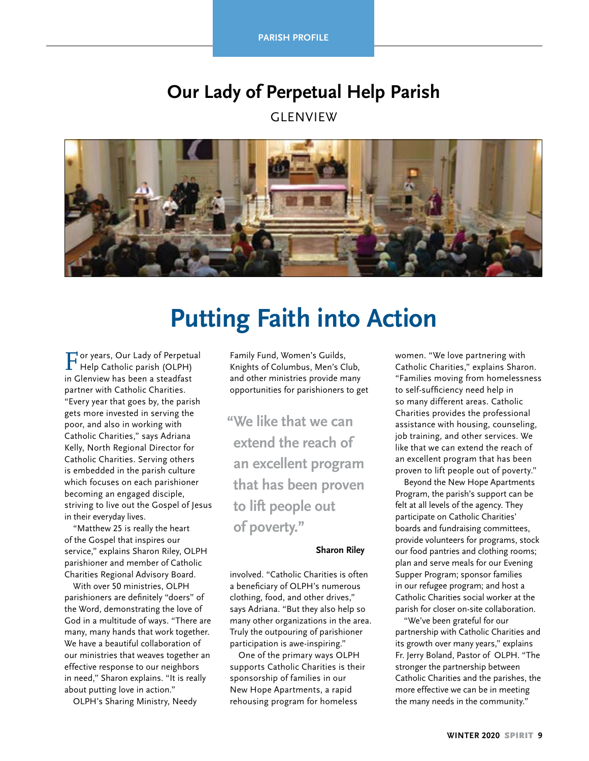PARISH PROFILE

# Our Lady of Perpetual Help Parish

GLENVIEW

## Putting Faith into Action

For years, Our Lady of Perpetual Help Catholic parish (OLPH) in Glenview has been a steadfast partner with Catholic Charities. "Every year that goes by, the parish gets more invested in serving the poor, and also in working with Catholic Charities," says Adriana Kelly, North Regional Director for Catholic Charities. Serving others is embedded in the parish culture which focuses on each parishioner becoming an engaged disciple, striving to live out the Gospel of Jesus in their everyday lives.

"Matthew 25 is really the heart of the Gospel that inspires our service," explains Sharon Riley, OLPH parishioner and member of Catholic Charities Regional Advisory Board.

With over 50 ministries, OLPH parishioners are definitely "doers" of the Word, demonstrating the love of God in a multitude of ways. "There are many, many hands that work together. We have a beautiful collaboration of our ministries that weaves together an effective response to our neighbors in need," Sharon explains. "It is really about putting love in action."

OLPH's Sharing Ministry, Needy Family Fund, Women's Guilds, Knights of Columbus, Men's Club, and other ministries provide many opportunities for parishioners to get involved. "Catholic Charities is often a beneficiary of OLPH's numerous clothing, food, and other drives," says Adriana. "But they also help so many other organizations in the area. Truly the outpouring of parishioner participation is awe-inspiring."

> "We like that we can extend the reach of an excellent program that has been proven to lift people out of poverty."
>
> **Sharon Riley**

One of the primary ways OLPH supports Catholic Charities is their sponsorship of families in our New Hope Apartments, a rapid rehousing program for homeless women. "We love partnering with Catholic Charities," explains Sharon. "Families moving from homelessness to self-sufficiency need help in so many different areas. Catholic Charities provides the professional assistance with housing, counseling, job training, and other services. We like that we can extend the reach of an excellent program that has been proven to lift people out of poverty."

Beyond the New Hope Apartments Program, the parish's support can be felt at all levels of the agency. They participate on Catholic Charities' boards and fundraising committees, provide volunteers for programs, stock our food pantries and clothing rooms; plan and serve meals for our Evening Supper Program; sponsor families in our refugee program; and host a Catholic Charities social worker at the parish for closer on-site collaboration.

"We've been grateful for our partnership with Catholic Charities and its growth over many years," explains Fr. Jerry Boland, Pastor of OLPH. "The stronger the partnership between Catholic Charities and the parishes, the more effective we can be in meeting the many needs in the community."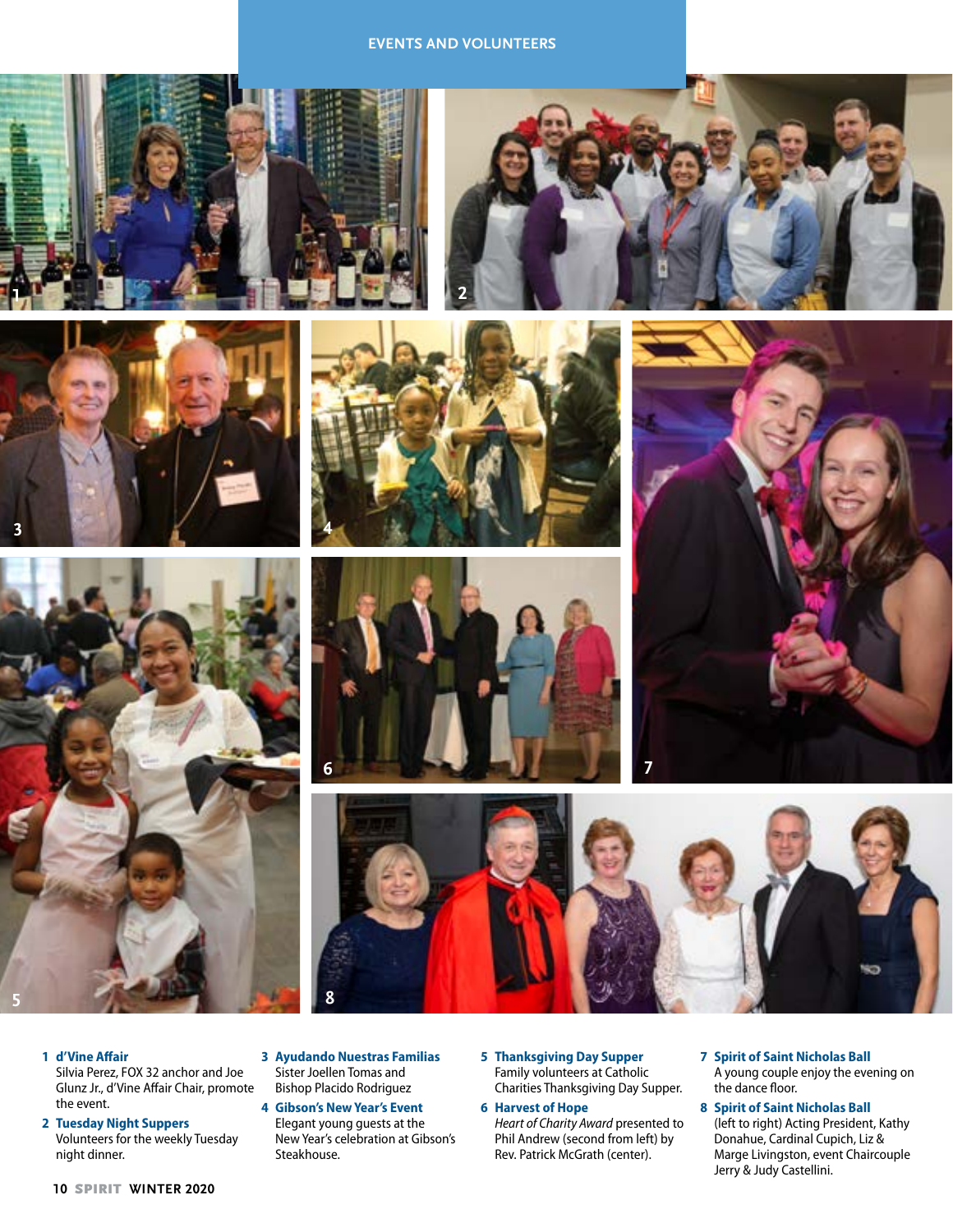## EVENTS AND VOLUNTEERS

1 **d'Vine Affair**
Silvia Perez, FOX 32 anchor and Joe Glunz Jr., d'Vine Affair Chair, promote the event.

2 **Tuesday Night Suppers**
Volunteers for the weekly Tuesday night dinner.

3 **Ayudando Nuestras Familias**
Sister Joellen Tomas and Bishop Placido Rodriguez

4 **Gibson's New Year's Event**
Elegant young guests at the New Year's celebration at Gibson's Steakhouse.

5 **Thanksgiving Day Supper**
Family volunteers at Catholic Charities Thanksgiving Day Supper.

6 **Harvest of Hope**
*Heart of Charity Award* presented to Phil Andrew (second from left) by Rev. Patrick McGrath (center).

7 **Spirit of Saint Nicholas Ball**
A young couple enjoy the evening on the dance floor.

8 **Spirit of Saint Nicholas Ball**
(left to right) Acting President, Kathy Donahue, Cardinal Cupich, Liz & Marge Livingston, event Chaircouple Jerry & Judy Castellini.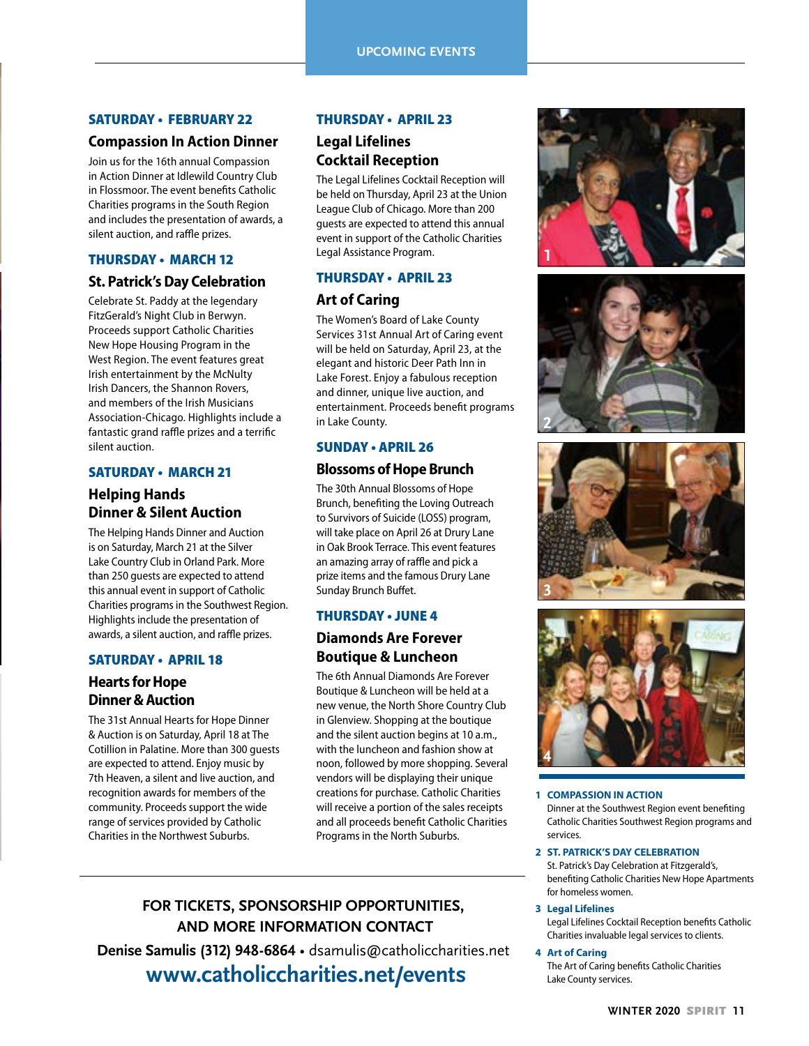# UPCOMING EVENTS

### SATURDAY • FEBRUARY 22

## Compassion In Action Dinner

Join us for the 16th annual Compassion in Action Dinner at Idlewild Country Club in Flossmoor. The event benefits Catholic Charities programs in the South Region and includes the presentation of awards, a silent auction, and raffle prizes.

### THURSDAY • MARCH 12

## St. Patrick's Day Celebration

Celebrate St. Paddy at the legendary FitzGerald's Night Club in Berwyn. Proceeds support Catholic Charities New Hope Housing Program in the West Region. The event features great Irish entertainment by the McNulty Irish Dancers, the Shannon Rovers, and members of the Irish Musicians Association-Chicago. Highlights include a fantastic grand raffle prizes and a terrific silent auction.

### SATURDAY • MARCH 21

## Helping Hands Dinner & Silent Auction

The Helping Hands Dinner and Auction is on Saturday, March 21 at the Silver Lake Country Club in Orland Park. More than 250 guests are expected to attend this annual event in support of Catholic Charities programs in the Southwest Region. Highlights include the presentation of awards, a silent auction, and raffle prizes.

### SATURDAY • APRIL 18

## Hearts for Hope Dinner & Auction

The 31st Annual Hearts for Hope Dinner & Auction is on Saturday, April 18 at The Cotillion in Palatine. More than 300 guests are expected to attend. Enjoy music by 7th Heaven, a silent and live auction, and recognition awards for members of the community. Proceeds support the wide range of services provided by Catholic Charities in the Northwest Suburbs.

### THURSDAY • APRIL 23

## Legal Lifelines Cocktail Reception

The Legal Lifelines Cocktail Reception will be held on Thursday, April 23 at the Union League Club of Chicago. More than 200 guests are expected to attend this annual event in support of the Catholic Charities Legal Assistance Program.

### THURSDAY • APRIL 23

## Art of Caring

The Women's Board of Lake County Services 31st Annual Art of Caring event will be held on Saturday, April 23, at the elegant and historic Deer Path Inn in Lake Forest. Enjoy a fabulous reception and dinner, unique live auction, and entertainment. Proceeds benefit programs in Lake County.

### SUNDAY • APRIL 26

## Blossoms of Hope Brunch

The 30th Annual Blossoms of Hope Brunch, benefiting the Loving Outreach to Survivors of Suicide (LOSS) program, will take place on April 26 at Drury Lane in Oak Brook Terrace. This event features an amazing array of raffle and pick a prize items and the famous Drury Lane Sunday Brunch Buffet.

### THURSDAY • JUNE 4

## Diamonds Are Forever Boutique & Luncheon

The 6th Annual Diamonds Are Forever Boutique & Luncheon will be held at a new venue, the North Shore Country Club in Glenview. Shopping at the boutique and the silent auction begins at 10 a.m., with the luncheon and fashion show at noon, followed by more shopping. Several vendors will be displaying their unique creations for purchase. Catholic Charities will receive a portion of the sales receipts and all proceeds benefit Catholic Charities Programs in the North Suburbs.

**FOR TICKETS, SPONSORSHIP OPPORTUNITIES, AND MORE INFORMATION CONTACT**

**Denise Samulis (312) 948-6864** • dsamulis@catholiccharities.net

**www.catholiccharities.net/events**

**1 COMPASSION IN ACTION**
Dinner at the Southwest Region event benefiting Catholic Charities Southwest Region programs and services.

**2 ST. PATRICK'S DAY CELEBRATION**
St. Patrick's Day Celebration at Fitzgerald's, benefiting Catholic Charities New Hope Apartments for homeless women.

**3 Legal Lifelines**
Legal Lifelines Cocktail Reception benefits Catholic Charities invaluable legal services to clients.

**4 Art of Caring**
The Art of Caring benefits Catholic Charities Lake County services.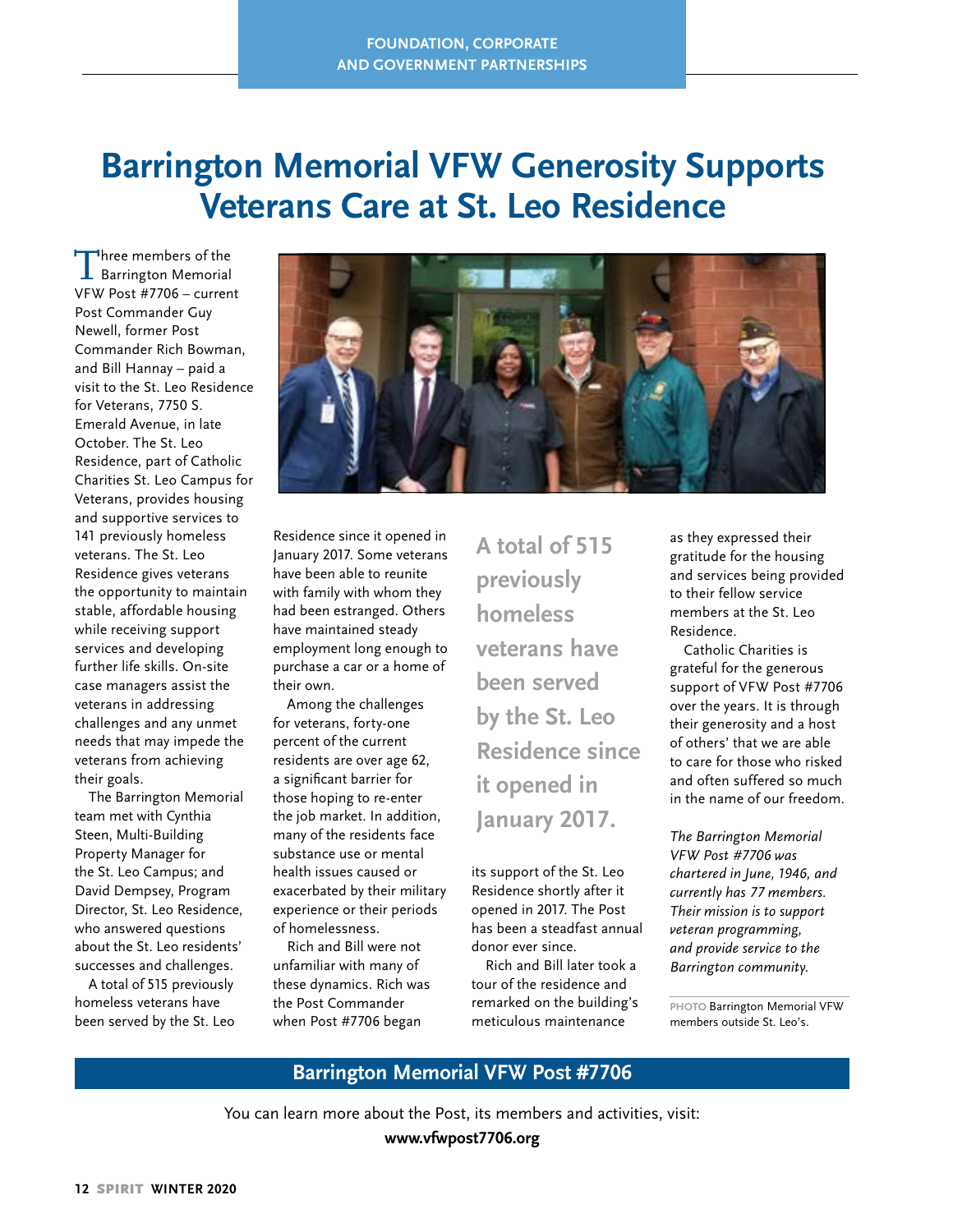FOUNDATION, CORPORATE AND GOVERNMENT PARTNERSHIPS

# Barrington Memorial VFW Generosity Supports Veterans Care at St. Leo Residence

Three members of the Barrington Memorial VFW Post #7706 – current Post Commander Guy Newell, former Post Commander Rich Bowman, and Bill Hannay – paid a visit to the St. Leo Residence for Veterans, 7750 S. Emerald Avenue, in late October. The St. Leo Residence, part of Catholic Charities St. Leo Campus for Veterans, provides housing and supportive services to 141 previously homeless veterans. The St. Leo Residence gives veterans the opportunity to maintain stable, affordable housing while receiving support services and developing further life skills. On-site case managers assist the veterans in addressing challenges and any unmet needs that may impede the veterans from achieving their goals.

The Barrington Memorial team met with Cynthia Steen, Multi-Building Property Manager for the St. Leo Campus; and David Dempsey, Program Director, St. Leo Residence, who answered questions about the St. Leo residents' successes and challenges.

A total of 515 previously homeless veterans have been served by the St. Leo Residence since it opened in January 2017. Some veterans have been able to reunite with family with whom they had been estranged. Others have maintained steady employment long enough to purchase a car or a home of their own.

Among the challenges for veterans, forty-one percent of the current residents are over age 62, a significant barrier for those hoping to re-enter the job market. In addition, many of the residents face substance use or mental health issues caused or exacerbated by their military experience or their periods of homelessness.

Rich and Bill were not unfamiliar with many of these dynamics. Rich was the Post Commander when Post #7706 began its support of the St. Leo Residence shortly after it opened in 2017. The Post has been a steadfast annual donor ever since.

Rich and Bill later took a tour of the residence and remarked on the building's meticulous maintenance as they expressed their gratitude for the housing and services being provided to their fellow service members at the St. Leo Residence.

Catholic Charities is grateful for the generous support of VFW Post #7706 over the years. It is through their generosity and a host of others' that we are able to care for those who risked and often suffered so much in the name of our freedom.

**A total of 515 previously homeless veterans have been served by the St. Leo Residence since it opened in January 2017.**

*The Barrington Memorial VFW Post #7706 was chartered in June, 1946, and currently has 77 members. Their mission is to support veteran programming, and provide service to the Barrington community.*

PHOTO Barrington Memorial VFW members outside St. Leo's.

## Barrington Memorial VFW Post #7706

You can learn more about the Post, its members and activities, visit:
**www.vfwpost7706.org**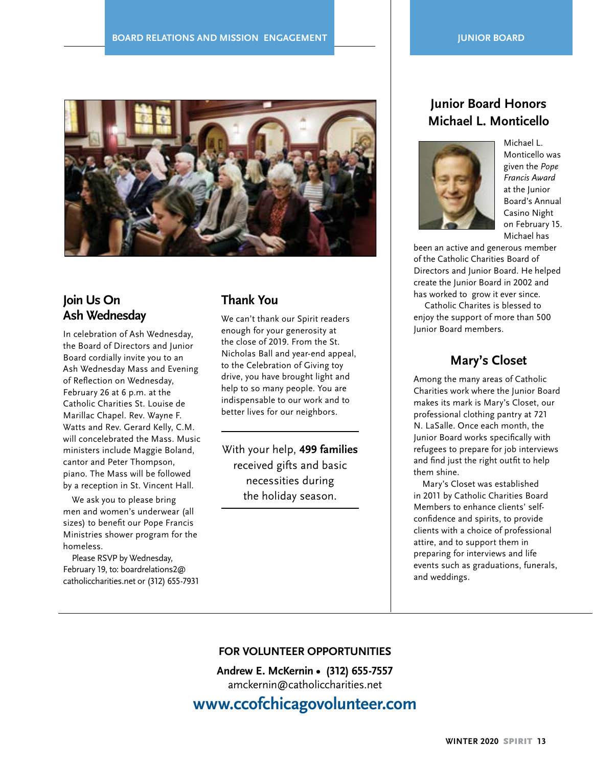BOARD RELATIONS AND MISSION ENGAGEMENT

## Join Us On Ash Wednesday

In celebration of Ash Wednesday, the Board of Directors and Junior Board cordially invite you to an Ash Wednesday Mass and Evening of Reflection on Wednesday, February 26 at 6 p.m. at the Catholic Charities St. Louise de Marillac Chapel. Rev. Wayne F. Watts and Rev. Gerard Kelly, C.M. will concelebrated the Mass. Music ministers include Maggie Boland, cantor and Peter Thompson, piano. The Mass will be followed by a reception in St. Vincent Hall.

We ask you to please bring men and women's underwear (all sizes) to benefit our Pope Francis Ministries shower program for the homeless.

Please RSVP by Wednesday, February 19, to: boardrelations2@catholiccharities.net or (312) 655-7931

## Thank You

We can't thank our Spirit readers enough for your generosity at the close of 2019. From the St. Nicholas Ball and year-end appeal, to the Celebration of Giving toy drive, you have brought light and help to so many people. You are indispensable to our work and to better lives for our neighbors.

With your help, **499 families** received gifts and basic necessities during the holiday season.

JUNIOR BOARD

## Junior Board Honors Michael L. Monticello

Michael L. Monticello was given the *Pope Francis Award* at the Junior Board's Annual Casino Night on February 15. Michael has been an active and generous member of the Catholic Charities Board of Directors and Junior Board. He helped create the Junior Board in 2002 and has worked to grow it ever since.

Catholic Charites is blessed to enjoy the support of more than 500 Junior Board members.

## Mary's Closet

Among the many areas of Catholic Charities work where the Junior Board makes its mark is Mary's Closet, our professional clothing pantry at 721 N. LaSalle. Once each month, the Junior Board works specifically with refugees to prepare for job interviews and find just the right outfit to help them shine.

Mary's Closet was established in 2011 by Catholic Charities Board Members to enhance clients' self-confidence and spirits, to provide clients with a choice of professional attire, and to support them in preparing for interviews and life events such as graduations, funerals, and weddings.

**FOR VOLUNTEER OPPORTUNITIES**

**Andrew E. McKernin • (312) 655-7557**
amckernin@catholiccharities.net

**www.ccofchicagovolunteer.com**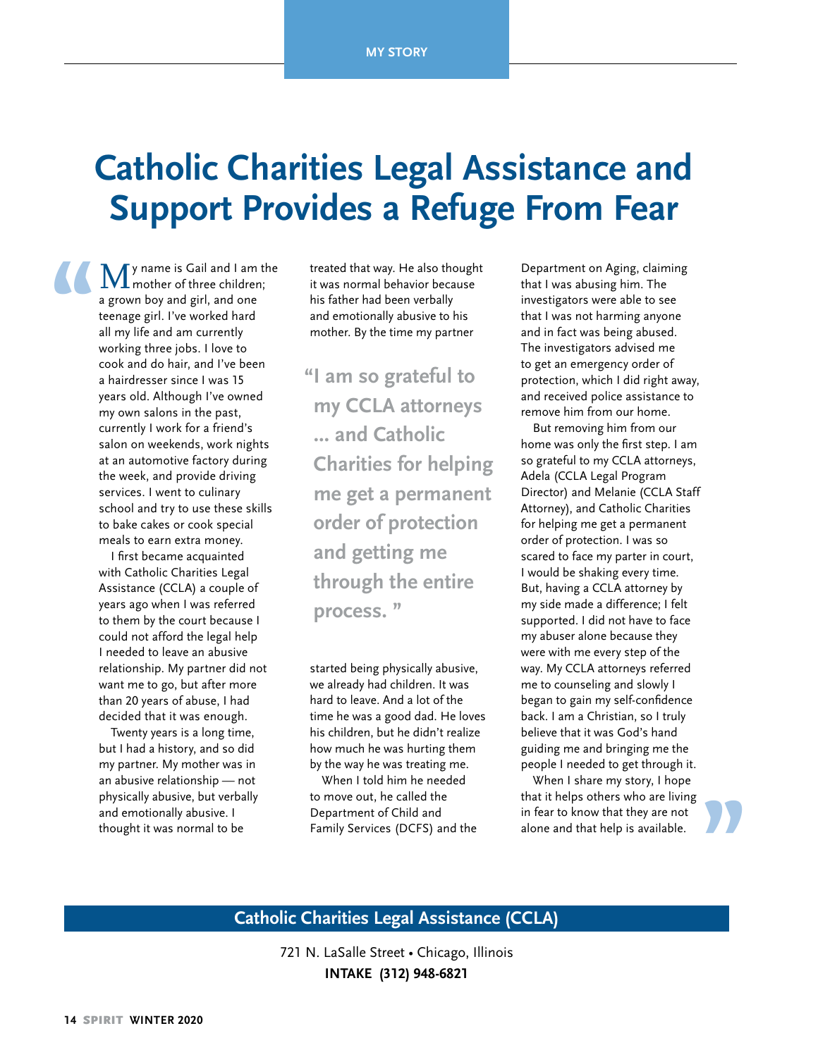MY STORY

# Catholic Charities Legal Assistance and Support Provides a Refuge From Fear

"My name is Gail and I am the mother of three children; a grown boy and girl, and one teenage girl. I've worked hard all my life and am currently working three jobs. I love to cook and do hair, and I've been a hairdresser since I was 15 years old. Although I've owned my own salons in the past, currently I work for a friend's salon on weekends, work nights at an automotive factory during the week, and provide driving services. I went to culinary school and try to use these skills to bake cakes or cook special meals to earn extra money.

I first became acquainted with Catholic Charities Legal Assistance (CCLA) a couple of years ago when I was referred to them by the court because I could not afford the legal help I needed to leave an abusive relationship. My partner did not want me to go, but after more than 20 years of abuse, I had decided that it was enough.

Twenty years is a long time, but I had a history, and so did my partner. My mother was in an abusive relationship — not physically abusive, but verbally and emotionally abusive. I thought it was normal to be treated that way. He also thought it was normal behavior because his father had been verbally and emotionally abusive to his mother. By the time my partner started being physically abusive, we already had children. It was hard to leave. And a lot of the time he was a good dad. He loves his children, but he didn't realize how much he was hurting them by the way he was treating me.

> "I am so grateful to my CCLA attorneys ... and Catholic Charities for helping me get a permanent order of protection and getting me through the entire process."

When I told him he needed to move out, he called the Department of Child and Family Services (DCFS) and the Department on Aging, claiming that I was abusing him. The investigators were able to see that I was not harming anyone and in fact was being abused. The investigators advised me to get an emergency order of protection, which I did right away, and received police assistance to remove him from our home.

But removing him from our home was only the first step. I am so grateful to my CCLA attorneys, Adela (CCLA Legal Program Director) and Melanie (CCLA Staff Attorney), and Catholic Charities for helping me get a permanent order of protection. I was so scared to face my parter in court, I would be shaking every time. But, having a CCLA attorney by my side made a difference; I felt supported. I did not have to face my abuser alone because they were with me every step of the way. My CCLA attorneys referred me to counseling and slowly I began to gain my self-confidence back. I am a Christian, so I truly believe that it was God's hand guiding me and bringing me the people I needed to get through it.

When I share my story, I hope that it helps others who are living in fear to know that they are not alone and that help is available."

## Catholic Charities Legal Assistance (CCLA)

721 N. LaSalle Street • Chicago, Illinois

**INTAKE (312) 948-6821**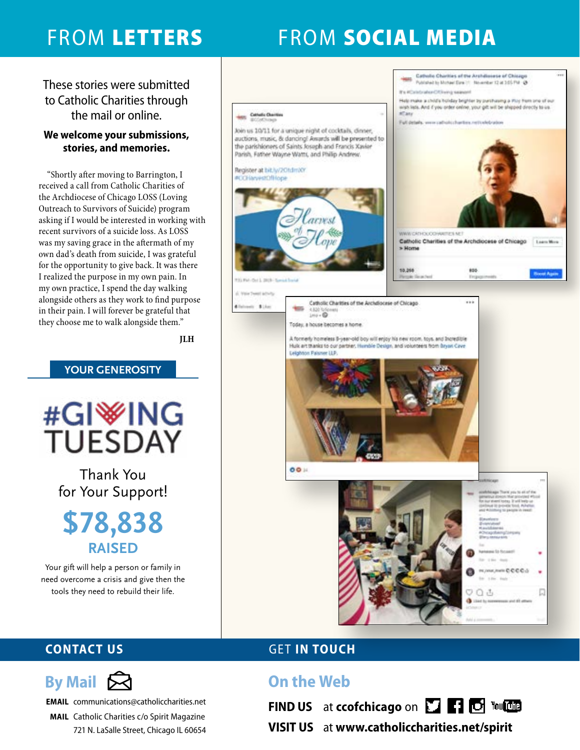# FROM LETTERS

These stories were submitted to Catholic Charities through the mail or online.

**We welcome your submissions, stories, and memories.**

"Shortly after moving to Barrington, I received a call from Catholic Charities of the Archdiocese of Chicago LOSS (Loving Outreach to Survivors of Suicide) program asking if I would be interested in working with recent survivors of a suicide loss. As LOSS was my saving grace in the aftermath of my own dad's death from suicide, I was grateful for the opportunity to give back. It was there I realized the purpose in my own pain. In my own practice, I spend the day walking alongside others as they work to find purpose in their pain. I will forever be grateful that they choose me to walk alongside them."

**JLH**

## YOUR GENEROSITY

#GIVINGTUESDAY

Thank You for Your Support!

**$78,838 RAISED**

Your gift will help a person or family in need overcome a crisis and give then the tools they need to rebuild their life.

# FROM SOCIAL MEDIA

Join us 10/11 for a unique night of cocktails, dinner, auctions, music, & dancing! Awards will be presented to the parishioners of Saints Joseph and Francis Xavier Parish, Father Wayne Watts, and Philip Andrew.

Register at bit.ly/2OtdmXY #CCHarvestOfHope

Catholic Charities of the Archdiocese of Chicago

Today, a house becomes a home.

A formerly homeless 8-year-old boy will enjoy his new room, toys, and Incredible Hulk art thanks to our partner, Humble Design, and volunteers from Bryan Cave Leighton Paisner LLP.

## CONTACT US

### By Mail

**EMAIL** communications@catholiccharities.net

**MAIL** Catholic Charities c/o Spirit Magazine 721 N. LaSalle Street, Chicago IL 60654

## GET IN TOUCH

### On the Web

**FIND US** at **ccofchicago** on

**VISIT US** at **www.catholiccharities.net/spirit**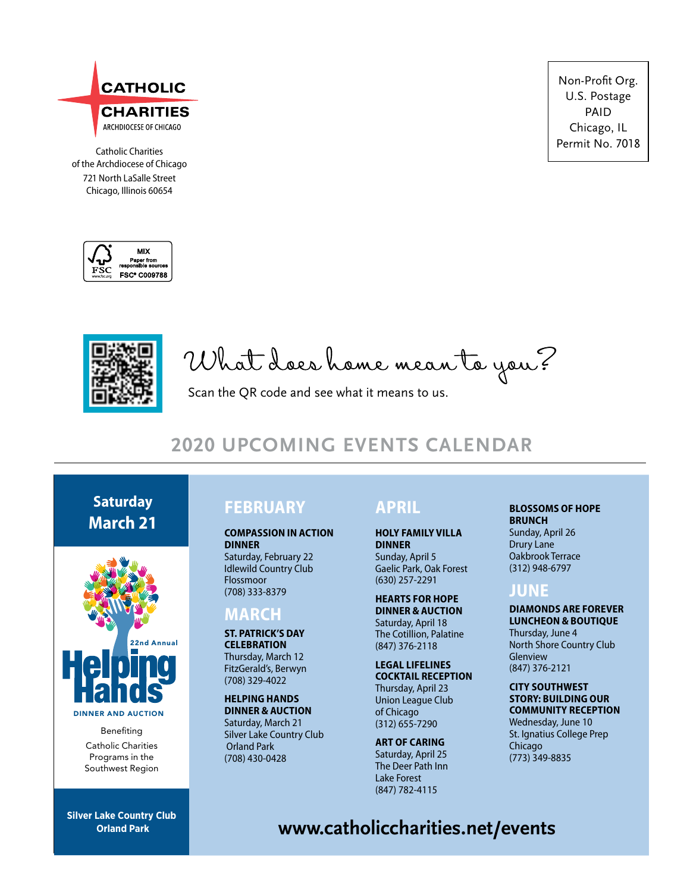CATHOLIC CHARITIES
ARCHDIOCESE OF CHICAGO

Catholic Charities
of the Archdiocese of Chicago
721 North LaSalle Street
Chicago, Illinois 60654

Non-Profit Org.
U.S. Postage
PAID
Chicago, IL
Permit No. 7018

MIX
Paper from responsible sources
FSC® C009788

What does home mean to you?

Scan the QR code and see what it means to us.

## 2020 UPCOMING EVENTS CALENDAR

**Saturday March 21**

22nd Annual **Helping Hands** DINNER AND AUCTION

Benefiting Catholic Charities Programs in the Southwest Region

**Silver Lake Country Club Orland Park**

## FEBRUARY

**COMPASSION IN ACTION DINNER**
Saturday, February 22
Idlewild Country Club
Flossmoor
(708) 333-8379

## MARCH

**ST. PATRICK'S DAY CELEBRATION**
Thursday, March 12
FitzGerald's, Berwyn
(708) 329-4022

**HELPING HANDS DINNER & AUCTION**
Saturday, March 21
Silver Lake Country Club
Orland Park
(708) 430-0428

## APRIL

**HOLY FAMILY VILLA DINNER**
Sunday, April 5
Gaelic Park, Oak Forest
(630) 257-2291

**HEARTS FOR HOPE DINNER & AUCTION**
Saturday, April 18
The Cotillion, Palatine
(847) 376-2118

**LEGAL LIFELINES COCKTAIL RECEPTION**
Thursday, April 23
Union League Club of Chicago
(312) 655-7290

**ART OF CARING**
Saturday, April 25
The Deer Path Inn
Lake Forest
(847) 782-4115

**BLOSSOMS OF HOPE BRUNCH**
Sunday, April 26
Drury Lane
Oakbrook Terrace
(312) 948-6797

## JUNE

**DIAMONDS ARE FOREVER LUNCHEON & BOUTIQUE**
Thursday, June 4
North Shore Country Club
Glenview
(847) 376-2121

**CITY SOUTHWEST STORY: BUILDING OUR COMMUNITY RECEPTION**
Wednesday, June 10
St. Ignatius College Prep
Chicago
(773) 349-8835

**www.catholiccharities.net/events**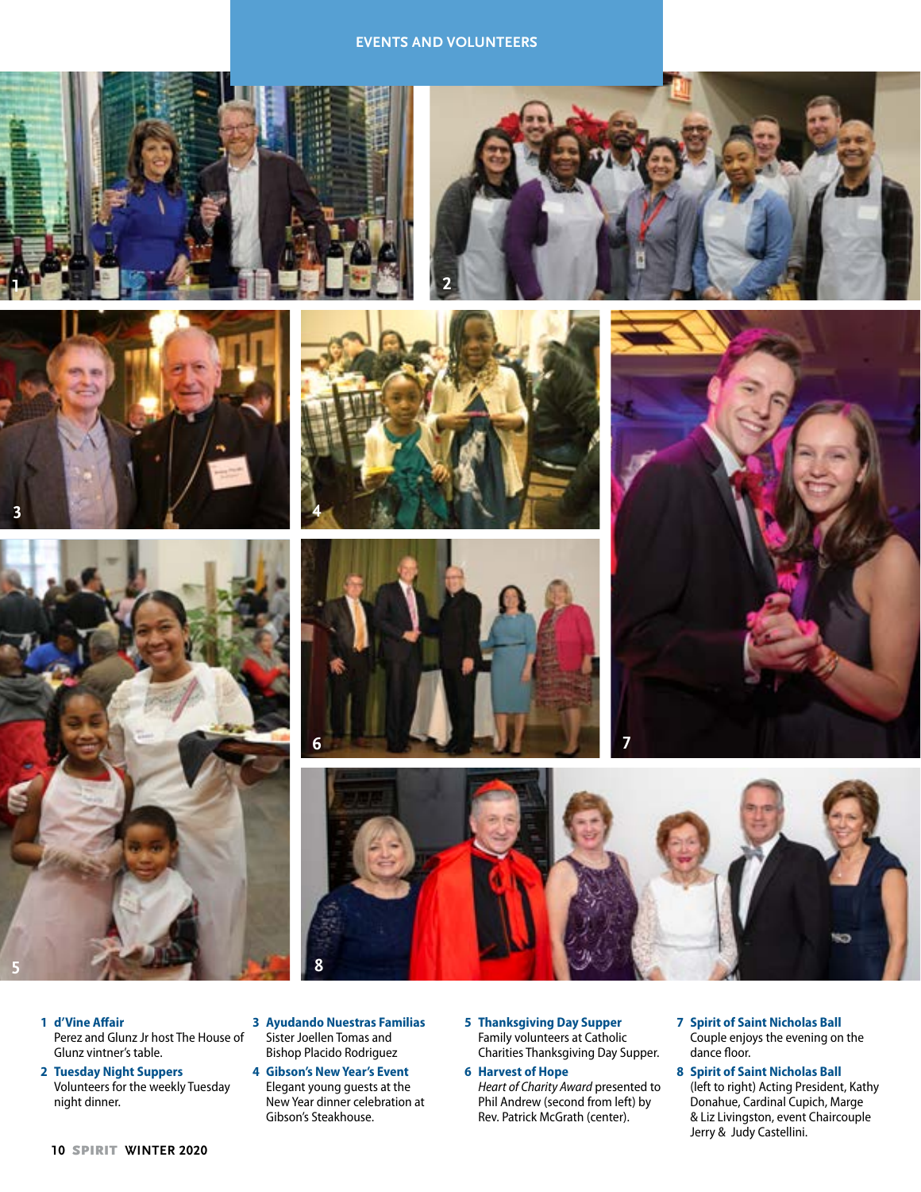## EVENTS AND VOLUNTEERS

1 **d'Vine Affair**
Perez and Glunz Jr host The House of Glunz vintner's table.

2 **Tuesday Night Suppers**
Volunteers for the weekly Tuesday night dinner.

3 **Ayudando Nuestras Familias**
Sister Joellen Tomas and Bishop Placido Rodriguez

4 **Gibson's New Year's Event**
Elegant young guests at the New Year dinner celebration at Gibson's Steakhouse.

5 **Thanksgiving Day Supper**
Family volunteers at Catholic Charities Thanksgiving Day Supper.

6 **Harvest of Hope**
*Heart of Charity Award* presented to Phil Andrew (second from left) by Rev. Patrick McGrath (center).

7 **Spirit of Saint Nicholas Ball**
Couple enjoys the evening on the dance floor.

8 **Spirit of Saint Nicholas Ball**
(left to right) Acting President, Kathy Donahue, Cardinal Cupich, Marge & Liz Livingston, event Chaircouple Jerry & Judy Castellini.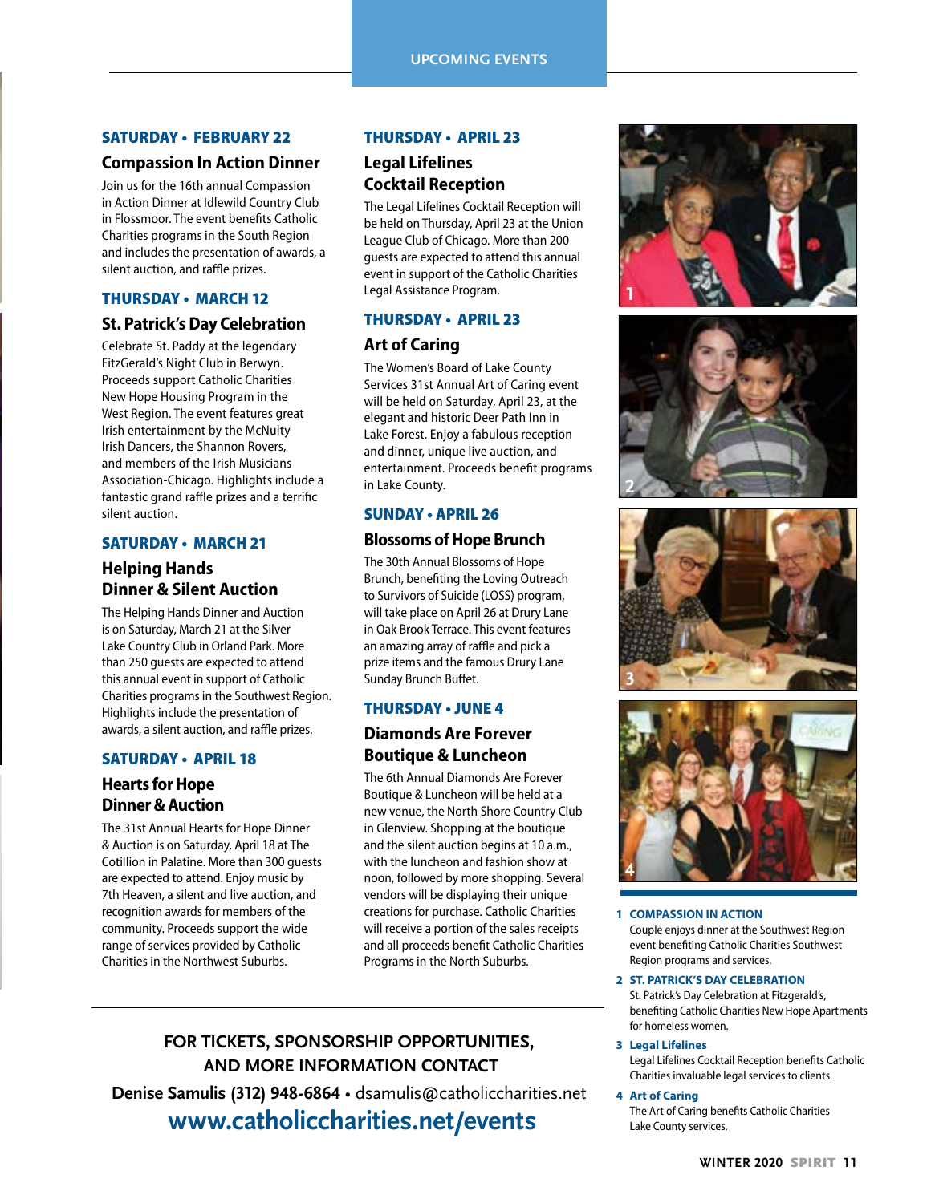## UPCOMING EVENTS

### SATURDAY • FEBRUARY 22

#### Compassion In Action Dinner

Join us for the 16th annual Compassion in Action Dinner at Idlewild Country Club in Flossmoor. The event benefits Catholic Charities programs in the South Region and includes the presentation of awards, a silent auction, and raffle prizes.

### THURSDAY • MARCH 12

#### St. Patrick's Day Celebration

Celebrate St. Paddy at the legendary FitzGerald's Night Club in Berwyn. Proceeds support Catholic Charities New Hope Housing Program in the West Region. The event features great Irish entertainment by the McNulty Irish Dancers, the Shannon Rovers, and members of the Irish Musicians Association-Chicago. Highlights include a fantastic grand raffle prizes and a terrific silent auction.

### SATURDAY • MARCH 21

#### Helping Hands Dinner & Silent Auction

The Helping Hands Dinner and Auction is on Saturday, March 21 at the Silver Lake Country Club in Orland Park. More than 250 guests are expected to attend this annual event in support of Catholic Charities programs in the Southwest Region. Highlights include the presentation of awards, a silent auction, and raffle prizes.

### SATURDAY • APRIL 18

#### Hearts for Hope Dinner & Auction

The 31st Annual Hearts for Hope Dinner & Auction is on Saturday, April 18 at The Cotillion in Palatine. More than 300 guests are expected to attend. Enjoy music by 7th Heaven, a silent and live auction, and recognition awards for members of the community. Proceeds support the wide range of services provided by Catholic Charities in the Northwest Suburbs.

### THURSDAY • APRIL 23

#### Legal Lifelines Cocktail Reception

The Legal Lifelines Cocktail Reception will be held on Thursday, April 23 at the Union League Club of Chicago. More than 200 guests are expected to attend this annual event in support of the Catholic Charities Legal Assistance Program.

### THURSDAY • APRIL 23

#### Art of Caring

The Women's Board of Lake County Services 31st Annual Art of Caring event will be held on Saturday, April 23, at the elegant and historic Deer Path Inn in Lake Forest. Enjoy a fabulous reception and dinner, unique live auction, and entertainment. Proceeds benefit programs in Lake County.

### SUNDAY • APRIL 26

#### Blossoms of Hope Brunch

The 30th Annual Blossoms of Hope Brunch, benefiting the Loving Outreach to Survivors of Suicide (LOSS) program, will take place on April 26 at Drury Lane in Oak Brook Terrace. This event features an amazing array of raffle and pick a prize items and the famous Drury Lane Sunday Brunch Buffet.

### THURSDAY • JUNE 4

#### Diamonds Are Forever Boutique & Luncheon

The 6th Annual Diamonds Are Forever Boutique & Luncheon will be held at a new venue, the North Shore Country Club in Glenview. Shopping at the boutique and the silent auction begins at 10 a.m., with the luncheon and fashion show at noon, followed by more shopping. Several vendors will be displaying their unique creations for purchase. Catholic Charities will receive a portion of the sales receipts and all proceeds benefit Catholic Charities Programs in the North Suburbs.

**FOR TICKETS, SPONSORSHIP OPPORTUNITIES, AND MORE INFORMATION CONTACT**

**Denise Samulis (312) 948-6864** • dsamulis@catholiccharities.net

**www.catholiccharities.net/events**

**1 COMPASSION IN ACTION**
Couple enjoys dinner at the Southwest Region event benefiting Catholic Charities Southwest Region programs and services.

**2 ST. PATRICK'S DAY CELEBRATION**
St. Patrick's Day Celebration at Fitzgerald's, benefiting Catholic Charities New Hope Apartments for homeless women.

**3 Legal Lifelines**
Legal Lifelines Cocktail Reception benefits Catholic Charities invaluable legal services to clients.

**4 Art of Caring**
The Art of Caring benefits Catholic Charities Lake County services.